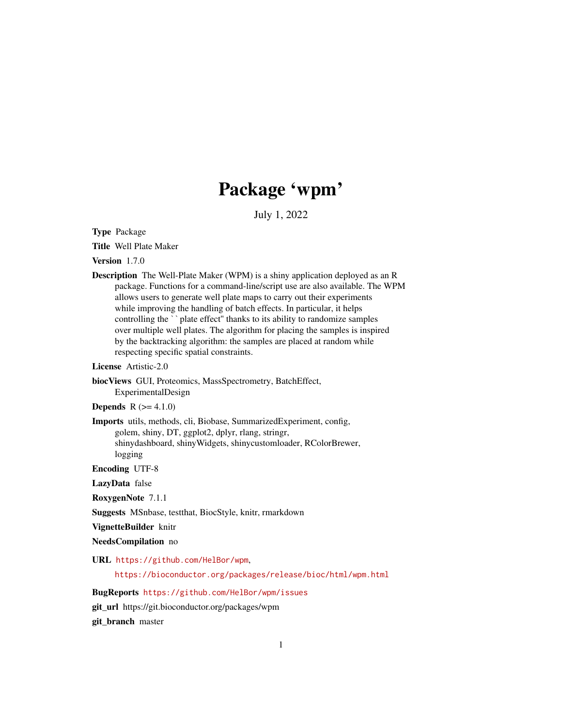# Package 'wpm'

July 1, 2022

**Type** Package

**Title** Well Plate Maker

**Version** 1.7.0

**Description** The Well-Plate Maker (WPM) is a shiny application deployed as an R package. Functions for a command-line/script use are also available. The WPM allows users to generate well plate maps to carry out their experiments while improving the handling of batch effects. In particular, it helps controlling the ``plate effect'' thanks to its ability to randomize samples over multiple well plates. The algorithm for placing the samples is inspired by the backtracking algorithm: the samples are placed at random while respecting specific spatial constraints.

**License** Artistic-2.0

**biocViews** GUI, Proteomics, MassSpectrometry, BatchEffect, ExperimentalDesign

**Depends** R (>= 4.1.0)

**Imports** utils, methods, cli, Biobase, SummarizedExperiment, config, golem, shiny, DT, ggplot2, dplyr, rlang, stringr, shinydashboard, shinyWidgets, shinycustomloader, RColorBrewer, logging

**Encoding** UTF-8

**LazyData** false

**RoxygenNote** 7.1.1

**Suggests** MSnbase, testthat, BiocStyle, knitr, rmarkdown

**VignetteBuilder** knitr

**NeedsCompilation** no

**URL** https://github.com/HelBor/wpm,
https://bioconductor.org/packages/release/bioc/html/wpm.html

**BugReports** https://github.com/HelBor/wpm/issues

**git_url** https://git.bioconductor.org/packages/wpm

**git_branch** master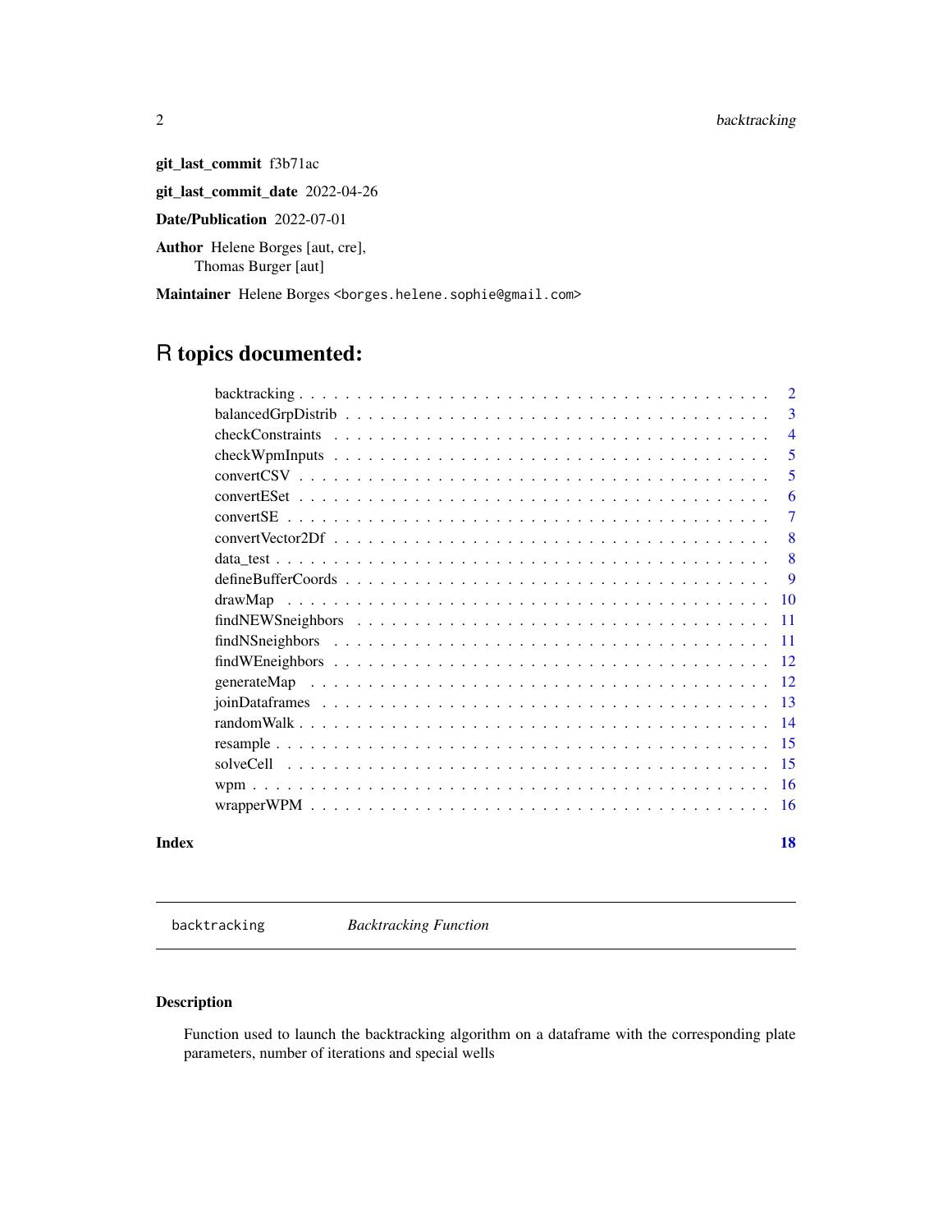**git_last_commit** f3b71ac

**git_last_commit_date** 2022-04-26

**Date/Publication** 2022-07-01

**Author** Helene Borges [aut, cre],
Thomas Burger [aut]

**Maintainer** Helene Borges <borges.helene.sophie@gmail.com>

# R topics documented:

| | |
|---|---|
| backtracking | 2 |
| balancedGrpDistrib | 3 |
| checkConstraints | 4 |
| checkWpmInputs | 5 |
| convertCSV | 5 |
| convertESet | 6 |
| convertSE | 7 |
| convertVector2Df | 8 |
| data_test | 8 |
| defineBufferCoords | 9 |
| drawMap | 10 |
| findNEWSneighbors | 11 |
| findNSneighbors | 11 |
| findWEneighbors | 12 |
| generateMap | 12 |
| joinDataframes | 13 |
| randomWalk | 14 |
| resample | 15 |
| solveCell | 15 |
| wpm | 16 |
| wrapperWPM | 16 |

**Index** **18**

---

`backtracking` *Backtracking Function*

---

## Description

Function used to launch the backtracking algorithm on a dataframe with the corresponding plate parameters, number of iterations and special wells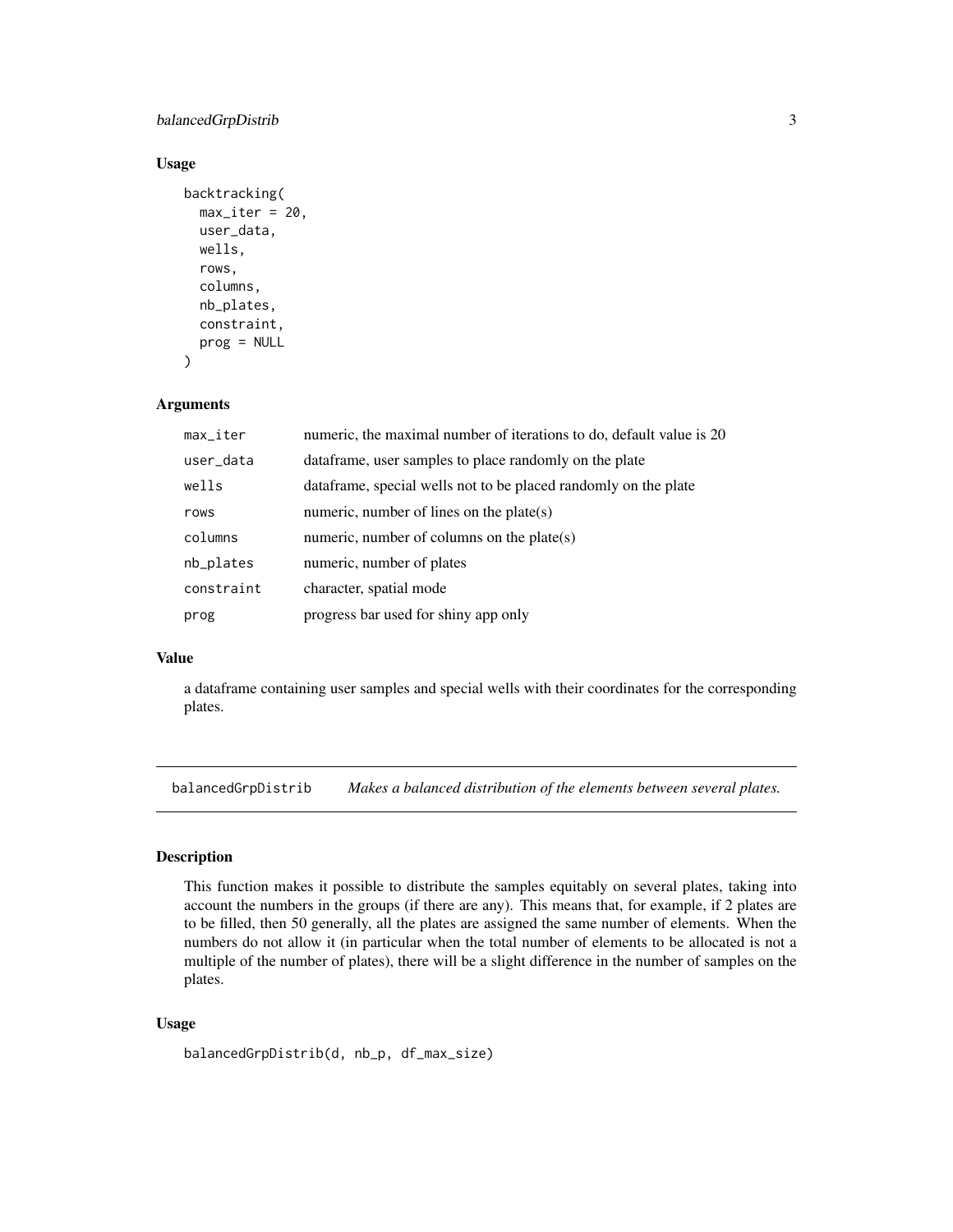## Usage

```
backtracking(
  max_iter = 20,
  user_data,
  wells,
  rows,
  columns,
  nb_plates,
  constraint,
  prog = NULL
)
```

## Arguments

| | |
|---|---|
| max_iter | numeric, the maximal number of iterations to do, default value is 20 |
| user_data | dataframe, user samples to place randomly on the plate |
| wells | dataframe, special wells not to be placed randomly on the plate |
| rows | numeric, number of lines on the plate(s) |
| columns | numeric, number of columns on the plate(s) |
| nb_plates | numeric, number of plates |
| constraint | character, spatial mode |
| prog | progress bar used for shiny app only |

## Value

a dataframe containing user samples and special wells with their coordinates for the corresponding plates.

---

# balancedGrpDistrib *Makes a balanced distribution of the elements between several plates.*

## Description

This function makes it possible to distribute the samples equitably on several plates, taking into account the numbers in the groups (if there are any). This means that, for example, if 2 plates are to be filled, then 50 generally, all the plates are assigned the same number of elements. When the numbers do not allow it (in particular when the total number of elements to be allocated is not a multiple of the number of plates), there will be a slight difference in the number of samples on the plates.

## Usage

```
balancedGrpDistrib(d, nb_p, df_max_size)
```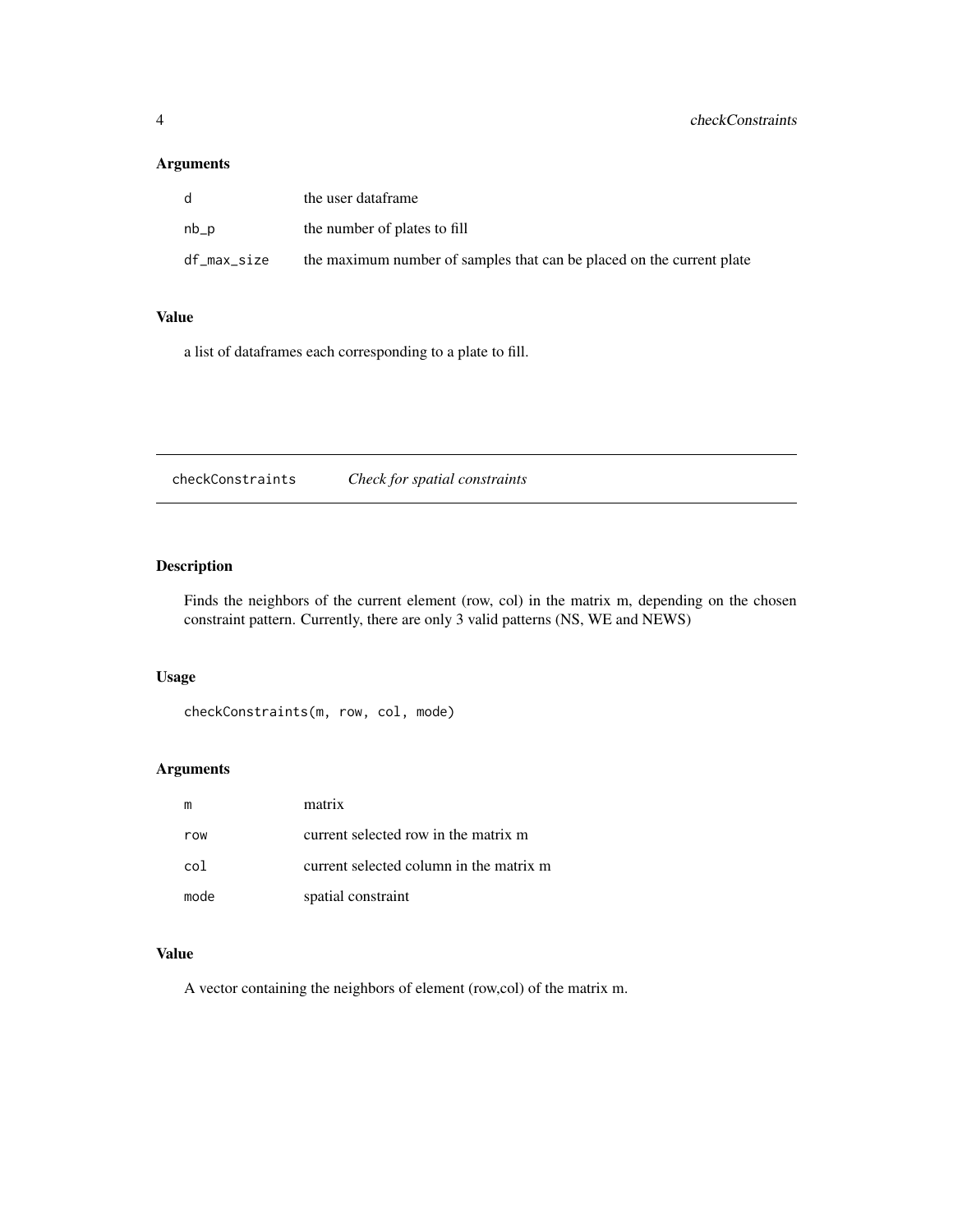## Arguments

| | |
|---|---|
| d | the user dataframe |
| nb_p | the number of plates to fill |
| df_max_size | the maximum number of samples that can be placed on the current plate |

## Value

a list of dataframes each corresponding to a plate to fill.

---

# checkConstraints *Check for spatial constraints*

---

## Description

Finds the neighbors of the current element (row, col) in the matrix m, depending on the chosen constraint pattern. Currently, there are only 3 valid patterns (NS, WE and NEWS)

## Usage

```
checkConstraints(m, row, col, mode)
```

## Arguments

| | |
|---|---|
| m | matrix |
| row | current selected row in the matrix m |
| col | current selected column in the matrix m |
| mode | spatial constraint |

## Value

A vector containing the neighbors of element (row,col) of the matrix m.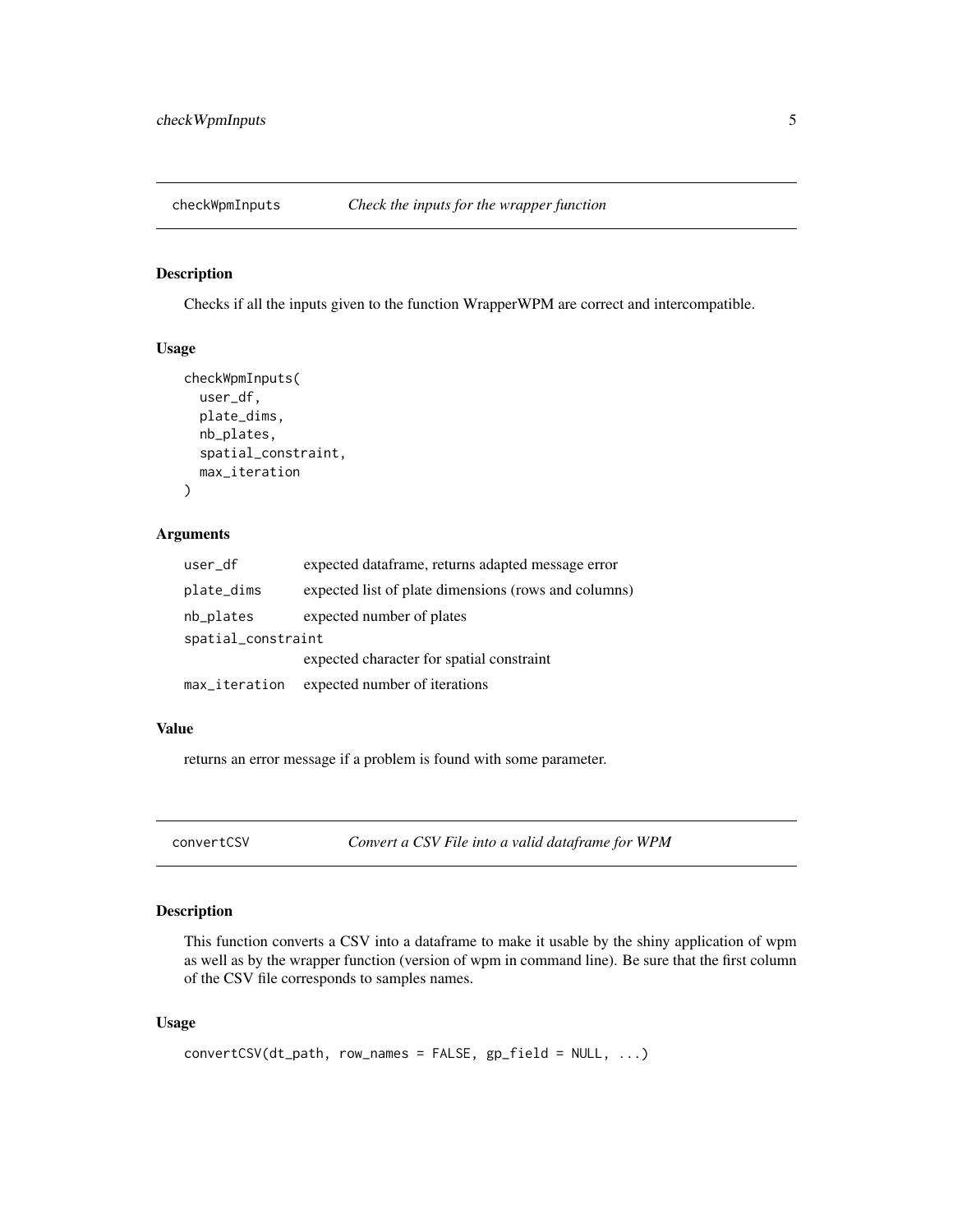## checkWpmInputs — *Check the inputs for the wrapper function*

### Description

Checks if all the inputs given to the function WrapperWPM are correct and intercompatible.

### Usage

```
checkWpmInputs(
  user_df,
  plate_dims,
  nb_plates,
  spatial_constraint,
  max_iteration
)
```

### Arguments

| | |
|---|---|
| `user_df` | expected dataframe, returns adapted message error |
| `plate_dims` | expected list of plate dimensions (rows and columns) |
| `nb_plates` | expected number of plates |
| `spatial_constraint` | expected character for spatial constraint |
| `max_iteration` | expected number of iterations |

### Value

returns an error message if a problem is found with some parameter.

## convertCSV — *Convert a CSV File into a valid dataframe for WPM*

### Description

This function converts a CSV into a dataframe to make it usable by the shiny application of wpm as well as by the wrapper function (version of wpm in command line). Be sure that the first column of the CSV file corresponds to samples names.

### Usage

```
convertCSV(dt_path, row_names = FALSE, gp_field = NULL, ...)
```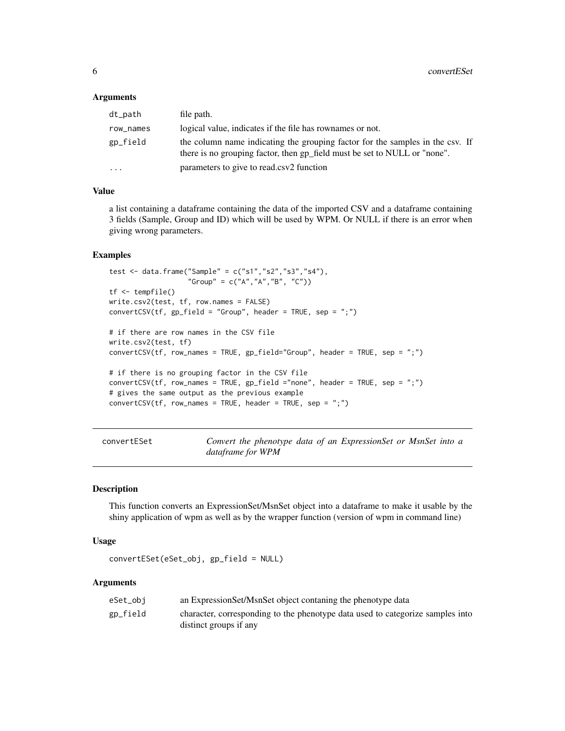### Arguments

| | |
|---|---|
| dt_path | file path. |
| row_names | logical value, indicates if the file has rownames or not. |
| gp_field | the column name indicating the grouping factor for the samples in the csv. If there is no grouping factor, then gp_field must be set to NULL or "none". |
| ... | parameters to give to read.csv2 function |

### Value

a list containing a dataframe containing the data of the imported CSV and a dataframe containing 3 fields (Sample, Group and ID) which will be used by WPM. Or NULL if there is an error when giving wrong parameters.

### Examples

```
test <- data.frame("Sample" = c("s1","s2","s3","s4"),
                   "Group" = c("A","A","B", "C"))
tf <- tempfile()
write.csv2(test, tf, row.names = FALSE)
convertCSV(tf, gp_field = "Group", header = TRUE, sep = ";")

# if there are row names in the CSV file
write.csv2(test, tf)
convertCSV(tf, row_names = TRUE, gp_field="Group", header = TRUE, sep = ";")

# if there is no grouping factor in the CSV file
convertCSV(tf, row_names = TRUE, gp_field ="none", header = TRUE, sep = ";")
# gives the same output as the previous example
convertCSV(tf, row_names = TRUE, header = TRUE, sep = ";")
```

---

## convertESet — *Convert the phenotype data of an ExpressionSet or MsnSet into a dataframe for WPM*

### Description

This function converts an ExpressionSet/MsnSet object into a dataframe to make it usable by the shiny application of wpm as well as by the wrapper function (version of wpm in command line)

### Usage

```
convertESet(eSet_obj, gp_field = NULL)
```

### Arguments

| | |
|---|---|
| eSet_obj | an ExpressionSet/MsnSet object contaning the phenotype data |
| gp_field | character, corresponding to the phenotype data used to categorize samples into distinct groups if any |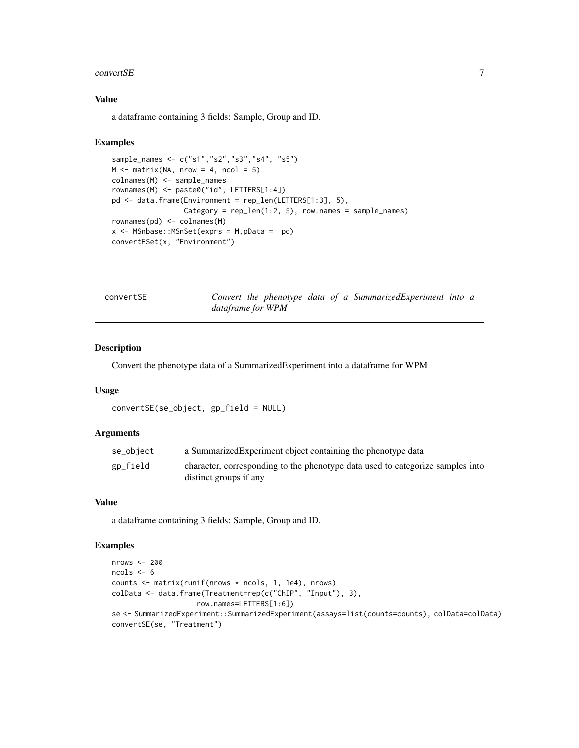### Value

a dataframe containing 3 fields: Sample, Group and ID.

### Examples

```
sample_names <- c("s1","s2","s3","s4", "s5")
M <- matrix(NA, nrow = 4, ncol = 5)
colnames(M) <- sample_names
rownames(M) <- paste0("id", LETTERS[1:4])
pd <- data.frame(Environment = rep_len(LETTERS[1:3], 5),
                 Category = rep_len(1:2, 5), row.names = sample_names)
rownames(pd) <- colnames(M)
x <- MSnbase::MSnSet(exprs = M,pData =  pd)
convertESet(x, "Environment")
```

---

## convertSE — *Convert the phenotype data of a SummarizedExperiment into a dataframe for WPM*

---

### Description

Convert the phenotype data of a SummarizedExperiment into a dataframe for WPM

### Usage

```
convertSE(se_object, gp_field = NULL)
```

### Arguments

| | |
|---|---|
| se_object | a SummarizedExperiment object containing the phenotype data |
| gp_field | character, corresponding to the phenotype data used to categorize samples into distinct groups if any |

### Value

a dataframe containing 3 fields: Sample, Group and ID.

### Examples

```
nrows <- 200
ncols <- 6
counts <- matrix(runif(nrows * ncols, 1, 1e4), nrows)
colData <- data.frame(Treatment=rep(c("ChIP", "Input"), 3),
                      row.names=LETTERS[1:6])
se <- SummarizedExperiment::SummarizedExperiment(assays=list(counts=counts), colData=colData)
convertSE(se, "Treatment")
```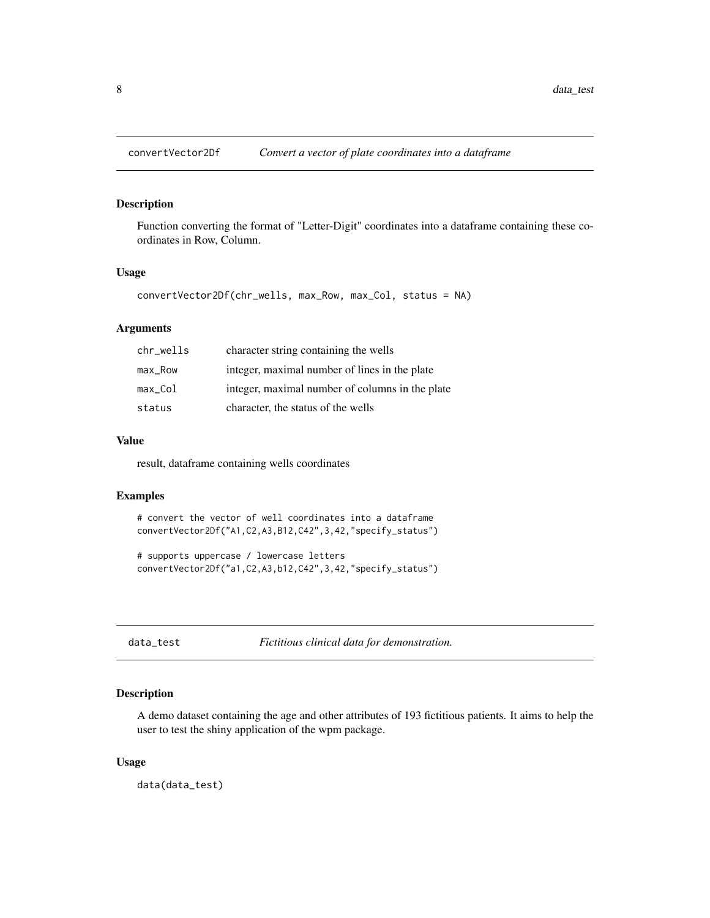## convertVector2Df — *Convert a vector of plate coordinates into a dataframe*

### Description

Function converting the format of "Letter-Digit" coordinates into a dataframe containing these coordinates in Row, Column.

### Usage

```
convertVector2Df(chr_wells, max_Row, max_Col, status = NA)
```

### Arguments

| | |
|---|---|
| chr_wells | character string containing the wells |
| max_Row | integer, maximal number of lines in the plate |
| max_Col | integer, maximal number of columns in the plate |
| status | character, the status of the wells |

### Value

result, dataframe containing wells coordinates

### Examples

```
# convert the vector of well coordinates into a dataframe
convertVector2Df("A1,C2,A3,B12,C42",3,42,"specify_status")

# supports uppercase / lowercase letters
convertVector2Df("a1,C2,A3,b12,C42",3,42,"specify_status")
```

## data_test — *Fictitious clinical data for demonstration.*

### Description

A demo dataset containing the age and other attributes of 193 fictitious patients. It aims to help the user to test the shiny application of the wpm package.

### Usage

```
data(data_test)
```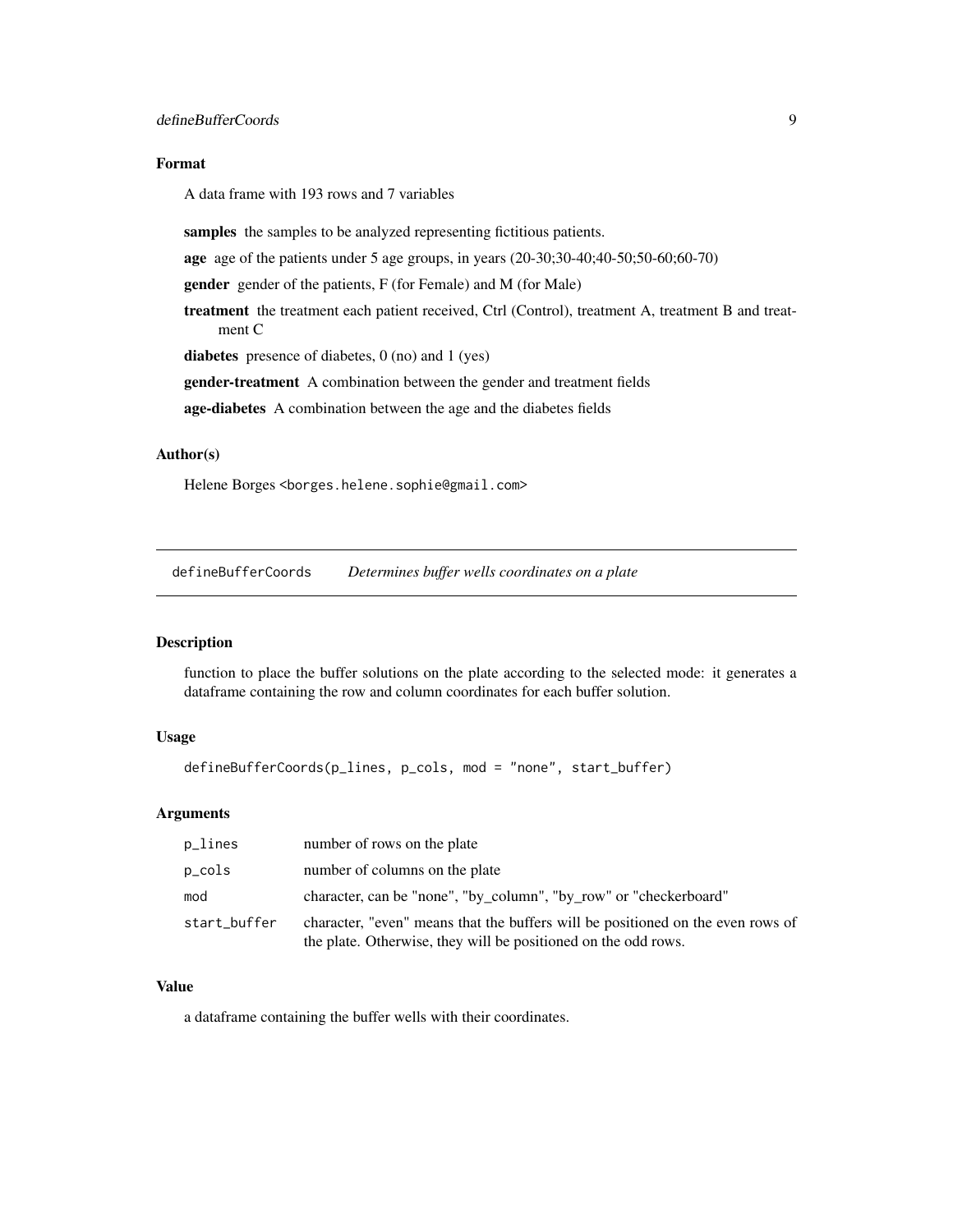### Format

A data frame with 193 rows and 7 variables

**samples** the samples to be analyzed representing fictitious patients.

**age** age of the patients under 5 age groups, in years (20-30;30-40;40-50;50-60;60-70)

**gender** gender of the patients, F (for Female) and M (for Male)

**treatment** the treatment each patient received, Ctrl (Control), treatment A, treatment B and treatment C

**diabetes** presence of diabetes, 0 (no) and 1 (yes)

**gender-treatment** A combination between the gender and treatment fields

**age-diabetes** A combination between the age and the diabetes fields

### Author(s)

Helene Borges <borges.helene.sophie@gmail.com>

---

## defineBufferCoords *Determines buffer wells coordinates on a plate*

### Description

function to place the buffer solutions on the plate according to the selected mode: it generates a dataframe containing the row and column coordinates for each buffer solution.

### Usage

```
defineBufferCoords(p_lines, p_cols, mod = "none", start_buffer)
```

### Arguments

| | |
|---|---|
| p_lines | number of rows on the plate |
| p_cols | number of columns on the plate |
| mod | character, can be "none", "by_column", "by_row" or "checkerboard" |
| start_buffer | character, "even" means that the buffers will be positioned on the even rows of the plate. Otherwise, they will be positioned on the odd rows. |

### Value

a dataframe containing the buffer wells with their coordinates.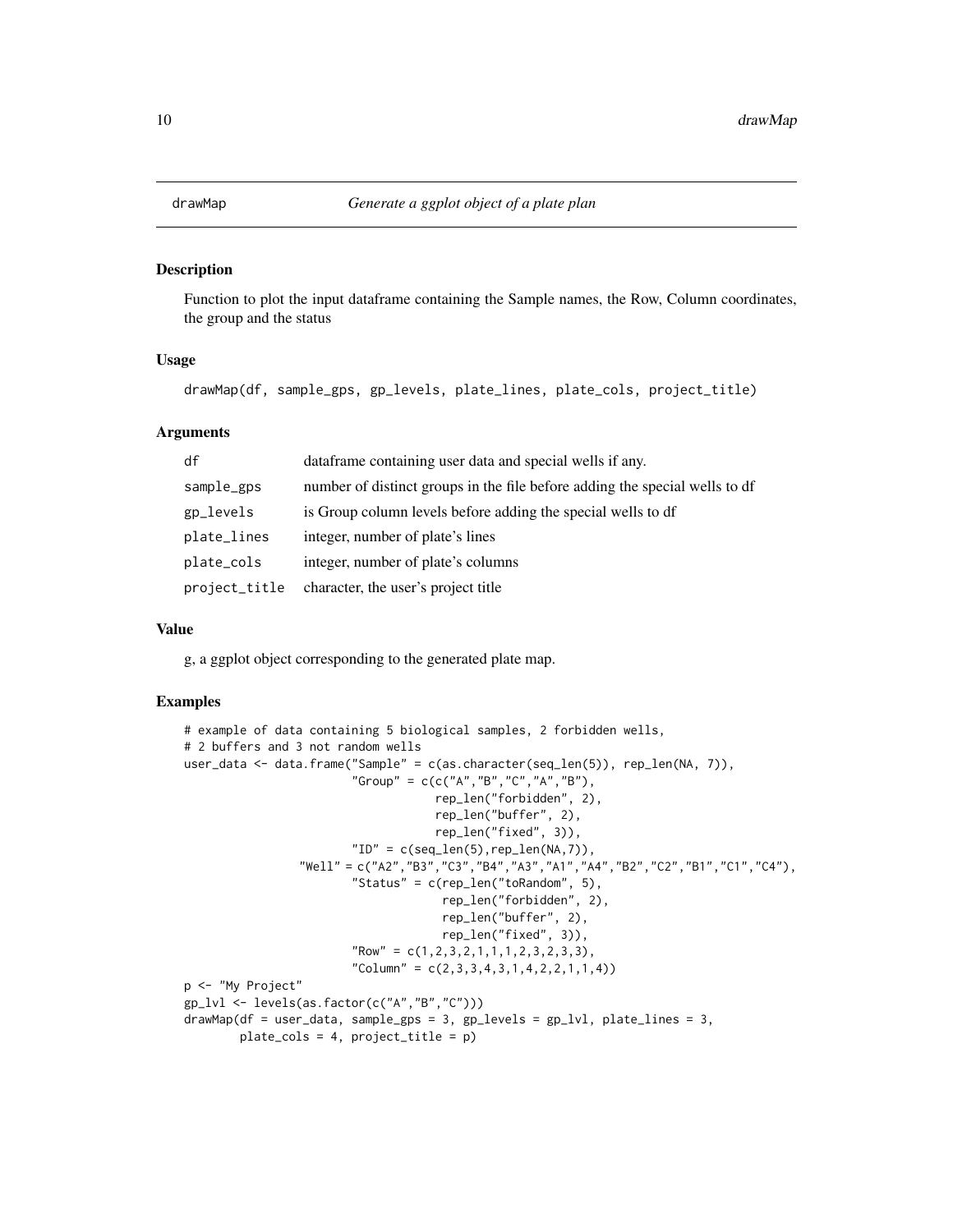# drawMap *Generate a ggplot object of a plate plan*

## Description

Function to plot the input dataframe containing the Sample names, the Row, Column coordinates, the group and the status

## Usage

```
drawMap(df, sample_gps, gp_levels, plate_lines, plate_cols, project_title)
```

## Arguments

| | |
|---|---|
| df | dataframe containing user data and special wells if any. |
| sample_gps | number of distinct groups in the file before adding the special wells to df |
| gp_levels | is Group column levels before adding the special wells to df |
| plate_lines | integer, number of plate's lines |
| plate_cols | integer, number of plate's columns |
| project_title | character, the user's project title |

## Value

g, a ggplot object corresponding to the generated plate map.

## Examples

```
# example of data containing 5 biological samples, 2 forbidden wells,
# 2 buffers and 3 not random wells
user_data <- data.frame("Sample" = c(as.character(seq_len(5)), rep_len(NA, 7)),
                        "Group" = c(c("A","B","C","A","B"),
                                    rep_len("forbidden", 2),
                                    rep_len("buffer", 2),
                                    rep_len("fixed", 3)),
                        "ID" = c(seq_len(5),rep_len(NA,7)),
                  "Well" = c("A2","B3","C3","B4","A3","A1","A4","B2","C2","B1","C1","C4"),
                        "Status" = c(rep_len("toRandom", 5),
                                     rep_len("forbidden", 2),
                                     rep_len("buffer", 2),
                                     rep_len("fixed", 3)),
                        "Row" = c(1,2,3,2,1,1,1,2,3,2,3,3),
                        "Column" = c(2,3,3,4,3,1,4,2,2,1,1,4))
p <- "My Project"
gp_lvl <- levels(as.factor(c("A","B","C")))
drawMap(df = user_data, sample_gps = 3, gp_levels = gp_lvl, plate_lines = 3,
        plate_cols = 4, project_title = p)
```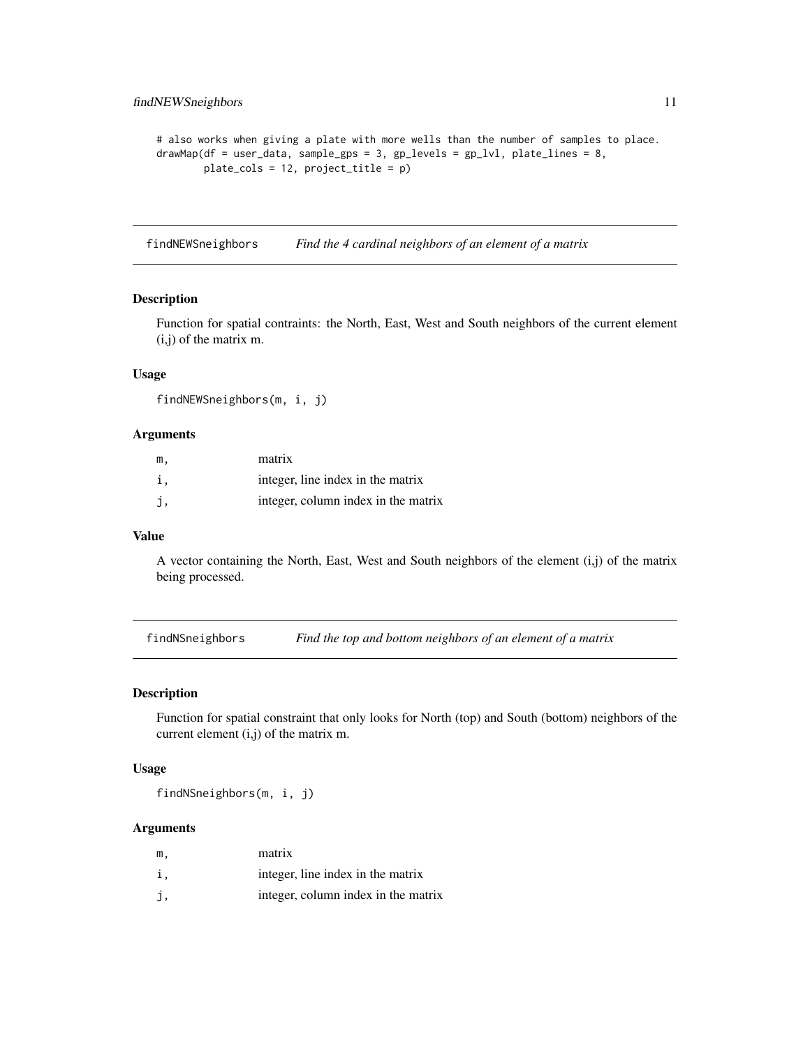```
# also works when giving a plate with more wells than the number of samples to place.
drawMap(df = user_data, sample_gps = 3, gp_levels = gp_lvl, plate_lines = 8,
        plate_cols = 12, project_title = p)
```

## findNEWSneighbors *Find the 4 cardinal neighbors of an element of a matrix*

### Description

Function for spatial contraints: the North, East, West and South neighbors of the current element (i,j) of the matrix m.

### Usage

```
findNEWSneighbors(m, i, j)
```

### Arguments

| | |
|---|---|
| m, | matrix |
| i, | integer, line index in the matrix |
| j, | integer, column index in the matrix |

### Value

A vector containing the North, East, West and South neighbors of the element (i,j) of the matrix being processed.

## findNSneighbors *Find the top and bottom neighbors of an element of a matrix*

### Description

Function for spatial constraint that only looks for North (top) and South (bottom) neighbors of the current element (i,j) of the matrix m.

### Usage

```
findNSneighbors(m, i, j)
```

### Arguments

| | |
|---|---|
| m, | matrix |
| i, | integer, line index in the matrix |
| j, | integer, column index in the matrix |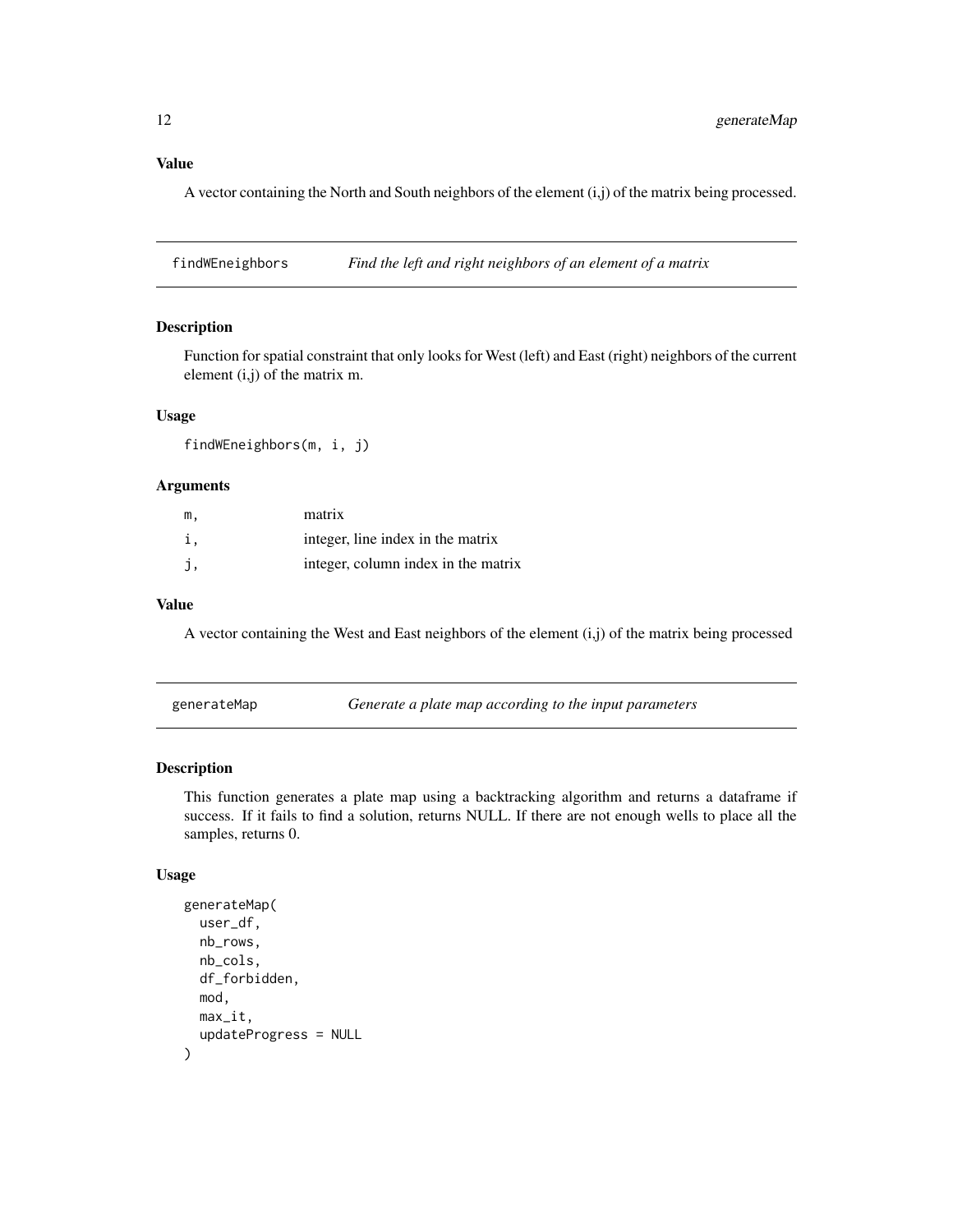### Value

A vector containing the North and South neighbors of the element (i,j) of the matrix being processed.

---

## findWEneighbors — *Find the left and right neighbors of an element of a matrix*

### Description

Function for spatial constraint that only looks for West (left) and East (right) neighbors of the current element (i,j) of the matrix m.

### Usage

```
findWEneighbors(m, i, j)
```

### Arguments

| | |
|---|---|
| m, | matrix |
| i, | integer, line index in the matrix |
| j, | integer, column index in the matrix |

### Value

A vector containing the West and East neighbors of the element (i,j) of the matrix being processed

---

## generateMap — *Generate a plate map according to the input parameters*

### Description

This function generates a plate map using a backtracking algorithm and returns a dataframe if success. If it fails to find a solution, returns NULL. If there are not enough wells to place all the samples, returns 0.

### Usage

```
generateMap(
  user_df,
  nb_rows,
  nb_cols,
  df_forbidden,
  mod,
  max_it,
  updateProgress = NULL
)
```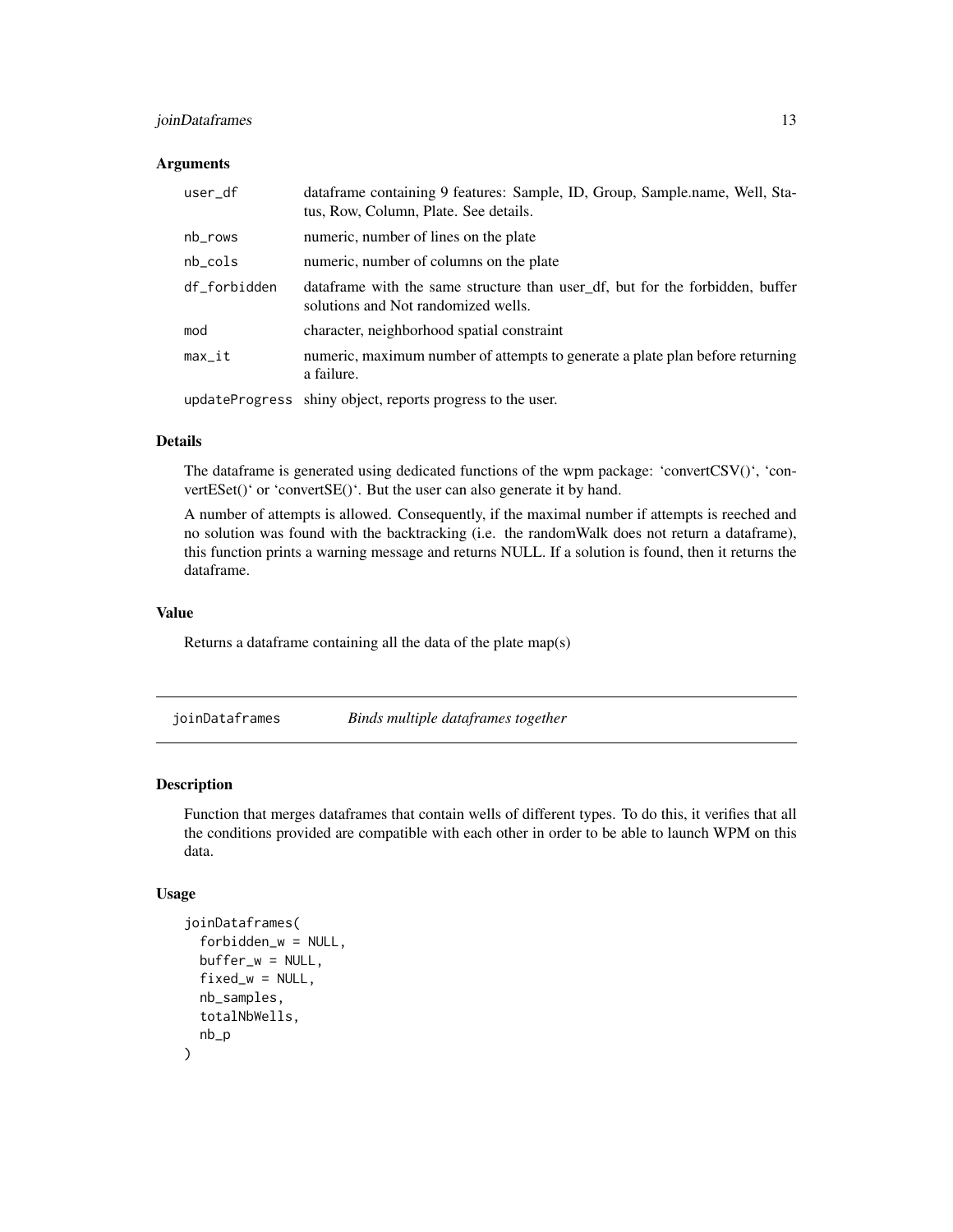### Arguments

| | |
|---|---|
| user_df | dataframe containing 9 features: Sample, ID, Group, Sample.name, Well, Status, Row, Column, Plate. See details. |
| nb_rows | numeric, number of lines on the plate |
| nb_cols | numeric, number of columns on the plate |
| df_forbidden | dataframe with the same structure than user_df, but for the forbidden, buffer solutions and Not randomized wells. |
| mod | character, neighborhood spatial constraint |
| max_it | numeric, maximum number of attempts to generate a plate plan before returning a failure. |
| updateProgress | shiny object, reports progress to the user. |

### Details

The dataframe is generated using dedicated functions of the wpm package: 'convertCSV()', 'convertESet()' or 'convertSE()'. But the user can also generate it by hand.

A number of attempts is allowed. Consequently, if the maximal number if attempts is reeched and no solution was found with the backtracking (i.e. the randomWalk does not return a dataframe), this function prints a warning message and returns NULL. If a solution is found, then it returns the dataframe.

### Value

Returns a dataframe containing all the data of the plate map(s)

---

## joinDataframes *Binds multiple dataframes together*

### Description

Function that merges dataframes that contain wells of different types. To do this, it verifies that all the conditions provided are compatible with each other in order to be able to launch WPM on this data.

### Usage

```
joinDataframes(
  forbidden_w = NULL,
  buffer_w = NULL,
  fixed_w = NULL,
  nb_samples,
  totalNbWells,
  nb_p
)
```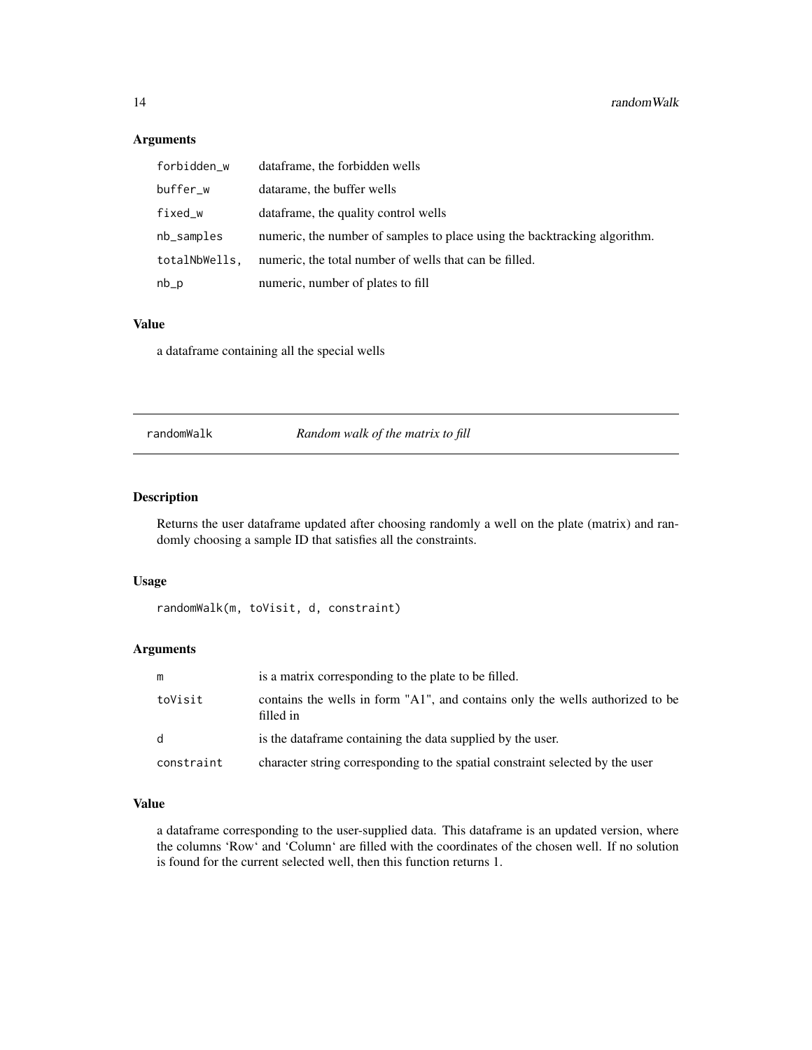### Arguments

| | |
|---|---|
| forbidden_w | dataframe, the forbidden wells |
| buffer_w | datarame, the buffer wells |
| fixed_w | dataframe, the quality control wells |
| nb_samples | numeric, the number of samples to place using the backtracking algorithm. |
| totalNbWells, | numeric, the total number of wells that can be filled. |
| nb_p | numeric, number of plates to fill |

### Value

a dataframe containing all the special wells

---

## randomWalk — *Random walk of the matrix to fill*

### Description

Returns the user dataframe updated after choosing randomly a well on the plate (matrix) and randomly choosing a sample ID that satisfies all the constraints.

### Usage

```
randomWalk(m, toVisit, d, constraint)
```

### Arguments

| | |
|---|---|
| m | is a matrix corresponding to the plate to be filled. |
| toVisit | contains the wells in form "A1", and contains only the wells authorized to be filled in |
| d | is the dataframe containing the data supplied by the user. |
| constraint | character string corresponding to the spatial constraint selected by the user |

### Value

a dataframe corresponding to the user-supplied data. This dataframe is an updated version, where the columns 'Row' and 'Column' are filled with the coordinates of the chosen well. If no solution is found for the current selected well, then this function returns 1.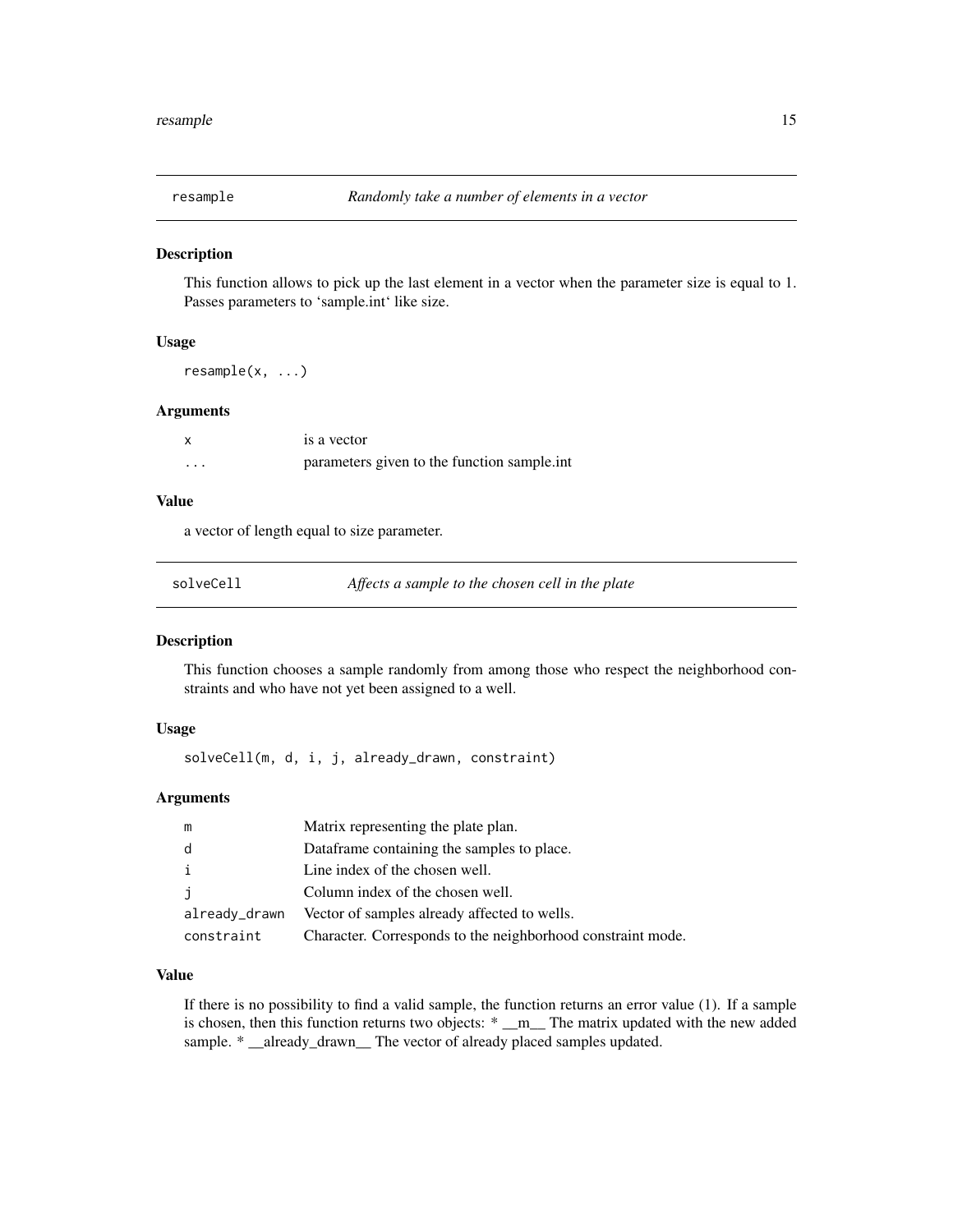## resample *Randomly take a number of elements in a vector*

### Description

This function allows to pick up the last element in a vector when the parameter size is equal to 1. Passes parameters to 'sample.int' like size.

### Usage

```
resample(x, ...)
```

### Arguments

| | |
|---|---|
| x | is a vector |
| ... | parameters given to the function sample.int |

### Value

a vector of length equal to size parameter.

## solveCell *Affects a sample to the chosen cell in the plate*

### Description

This function chooses a sample randomly from among those who respect the neighborhood constraints and who have not yet been assigned to a well.

### Usage

```
solveCell(m, d, i, j, already_drawn, constraint)
```

### Arguments

| | |
|---|---|
| m | Matrix representing the plate plan. |
| d | Dataframe containing the samples to place. |
| i | Line index of the chosen well. |
| j | Column index of the chosen well. |
| already_drawn | Vector of samples already affected to wells. |
| constraint | Character. Corresponds to the neighborhood constraint mode. |

### Value

If there is no possibility to find a valid sample, the function returns an error value (1). If a sample is chosen, then this function returns two objects: * __m__ The matrix updated with the new added sample. * __already_drawn__ The vector of already placed samples updated.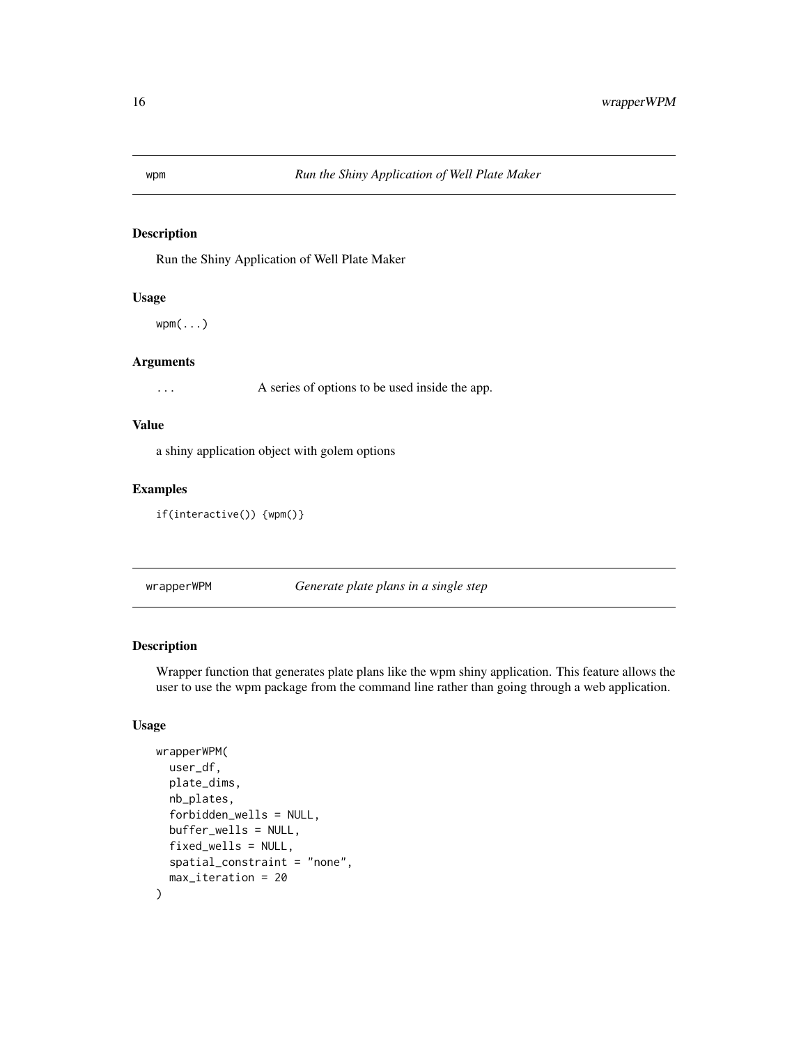## wpm — *Run the Shiny Application of Well Plate Maker*

### Description

Run the Shiny Application of Well Plate Maker

### Usage

```
wpm(...)
```

### Arguments

`...` A series of options to be used inside the app.

### Value

a shiny application object with golem options

### Examples

```
if(interactive()) {wpm()}
```

## wrapperWPM — *Generate plate plans in a single step*

### Description

Wrapper function that generates plate plans like the wpm shiny application. This feature allows the user to use the wpm package from the command line rather than going through a web application.

### Usage

```
wrapperWPM(
  user_df,
  plate_dims,
  nb_plates,
  forbidden_wells = NULL,
  buffer_wells = NULL,
  fixed_wells = NULL,
  spatial_constraint = "none",
  max_iteration = 20
)
```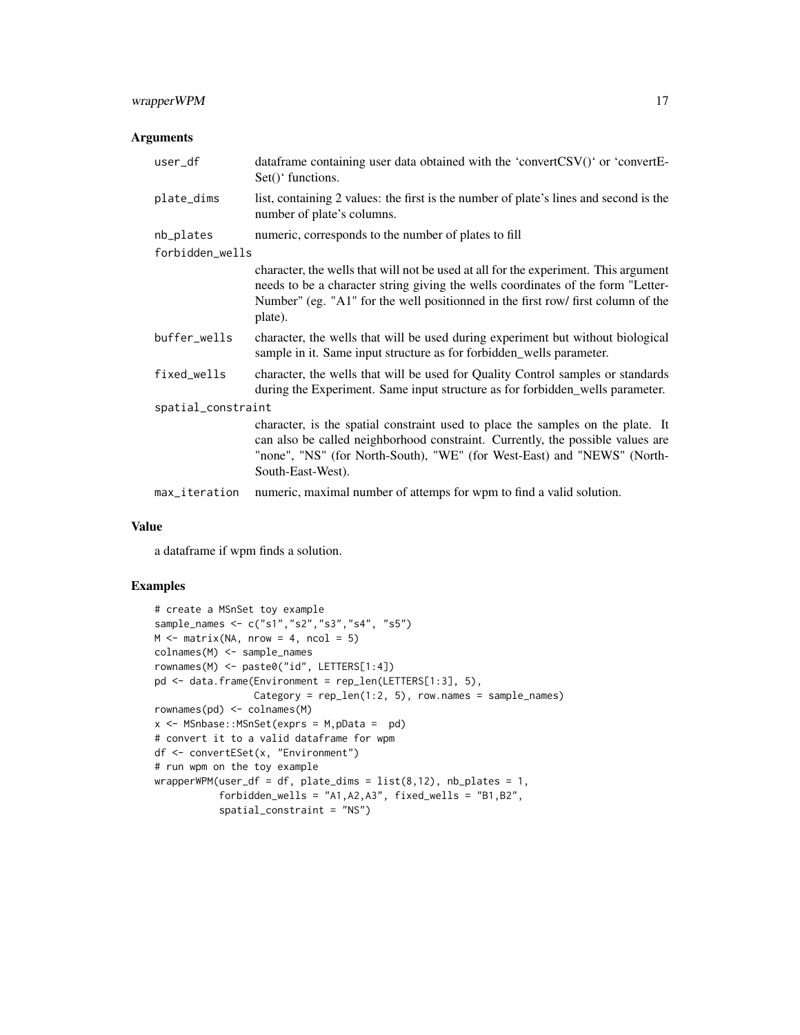### Arguments

| | |
|---|---|
| user_df | dataframe containing user data obtained with the 'convertCSV()' or 'convertESet()' functions. |
| plate_dims | list, containing 2 values: the first is the number of plate's lines and second is the number of plate's columns. |
| nb_plates | numeric, corresponds to the number of plates to fill |
| forbidden_wells | character, the wells that will not be used at all for the experiment. This argument needs to be a character string giving the wells coordinates of the form "Letter-Number" (eg. "A1" for the well positionned in the first row/ first column of the plate). |
| buffer_wells | character, the wells that will be used during experiment but without biological sample in it. Same input structure as for forbidden_wells parameter. |
| fixed_wells | character, the wells that will be used for Quality Control samples or standards during the Experiment. Same input structure as for forbidden_wells parameter. |
| spatial_constraint | character, is the spatial constraint used to place the samples on the plate. It can also be called neighborhood constraint. Currently, the possible values are "none", "NS" (for North-South), "WE" (for West-East) and "NEWS" (North-South-East-West). |
| max_iteration | numeric, maximal number of attemps for wpm to find a valid solution. |

### Value

a dataframe if wpm finds a solution.

### Examples

```
# create a MSnSet toy example
sample_names <- c("s1","s2","s3","s4", "s5")
M <- matrix(NA, nrow = 4, ncol = 5)
colnames(M) <- sample_names
rownames(M) <- paste0("id", LETTERS[1:4])
pd <- data.frame(Environment = rep_len(LETTERS[1:3], 5),
                 Category = rep_len(1:2, 5), row.names = sample_names)
rownames(pd) <- colnames(M)
x <- MSnbase::MSnSet(exprs = M,pData =  pd)
# convert it to a valid dataframe for wpm
df <- convertESet(x, "Environment")
# run wpm on the toy example
wrapperWPM(user_df = df, plate_dims = list(8,12), nb_plates = 1,
           forbidden_wells = "A1,A2,A3", fixed_wells = "B1,B2",
           spatial_constraint = "NS")
```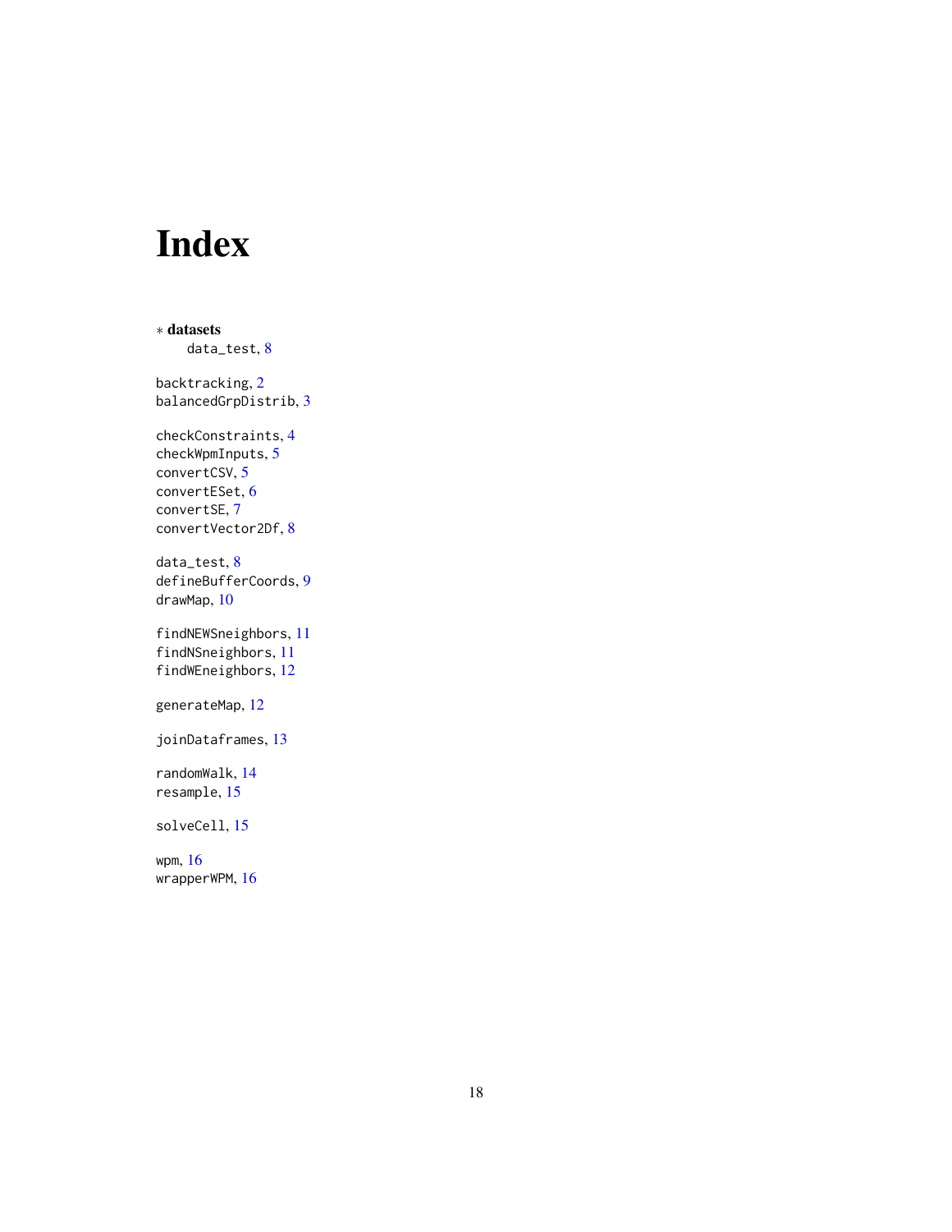# Index

∗ **datasets**
  data_test, 8

backtracking, 2
balancedGrpDistrib, 3

checkConstraints, 4
checkWpmInputs, 5
convertCSV, 5
convertESet, 6
convertSE, 7
convertVector2Df, 8

data_test, 8
defineBufferCoords, 9
drawMap, 10

findNEWSneighbors, 11
findNSneighbors, 11
findWEneighbors, 12

generateMap, 12

joinDataframes, 13

randomWalk, 14
resample, 15

solveCell, 15

wpm, 16
wrapperWPM, 16